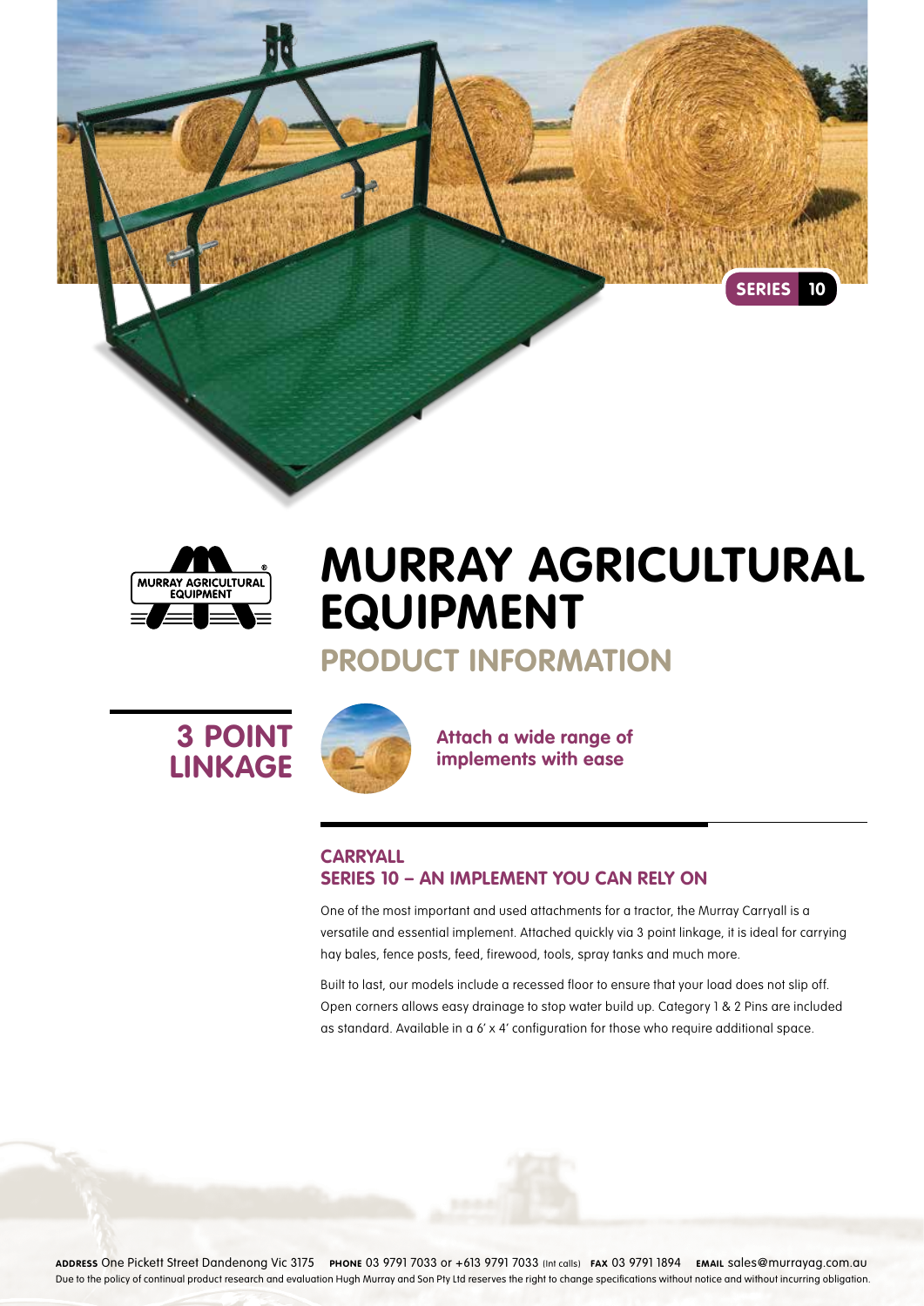SERIES 10

# MURRAY AGRICULTURAL EQUIPMENT

## PRODUCT INFORMATION

## 3 POINT LINKAGE

**Attach a wide range of implements with ease**

### CARRYALL
### SERIES 10 – AN IMPLEMENT YOU CAN RELY ON

One of the most important and used attachments for a tractor, the Murray Carryall is a versatile and essential implement. Attached quickly via 3 point linkage, it is ideal for carrying hay bales, fence posts, feed, firewood, tools, spray tanks and much more.

Built to last, our models include a recessed floor to ensure that your load does not slip off. Open corners allows easy drainage to stop water build up. Category 1 & 2 Pins are included as standard. Available in a 6' x 4' configuration for those who require additional space.

**ADDRESS** One Pickett Street Dandenong Vic 3175 **PHONE** 03 9791 7033 or +613 9791 7033 (Int calls) **FAX** 03 9791 1894 **EMAIL** sales@murrayag.com.au

Due to the policy of continual product research and evaluation Hugh Murray and Son Pty Ltd reserves the right to change specifications without notice and without incurring obligation.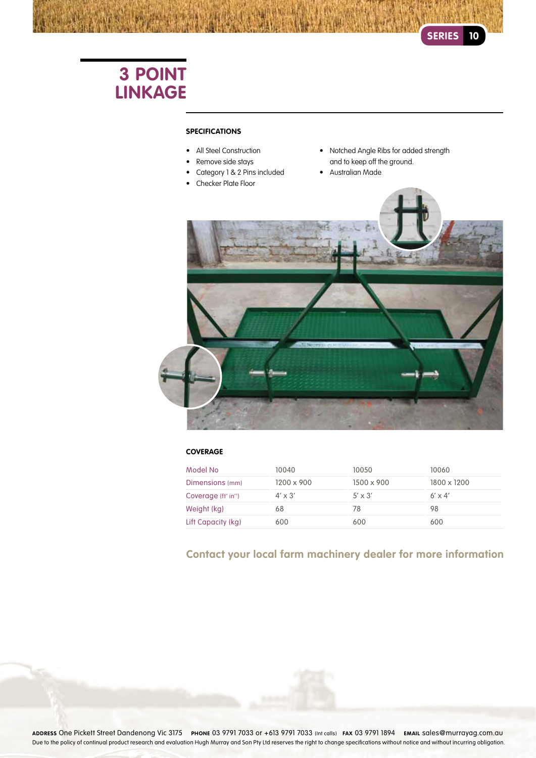SERIES 10

# 3 POINT LINKAGE

### SPECIFICATIONS

- All Steel Construction
- Remove side stays
- Category 1 & 2 Pins included
- Checker Plate Floor
- Notched Angle Ribs for added strength and to keep off the ground.
- Australian Made

### COVERAGE

| Model No | 10040 | 10050 | 10060 |
|---|---|---|---|
| Dimensions (mm) | 1200 x 900 | 1500 x 900 | 1800 x 1200 |
| Coverage (ft' in") | 4' x 3' | 5' x 3' | 6' x 4' |
| Weight (kg) | 68 | 78 | 98 |
| Lift Capacity (kg) | 600 | 600 | 600 |

**Contact your local farm machinery dealer for more information**

**ADDRESS** One Pickett Street Dandenong Vic 3175 **PHONE** 03 9791 7033 or +613 9791 7033 (Int calls) **FAX** 03 9791 1894 **EMAIL** sales@murrayag.com.au

Due to the policy of continual product research and evaluation Hugh Murray and Son Pty Ltd reserves the right to change specifications without notice and without incurring obligation.